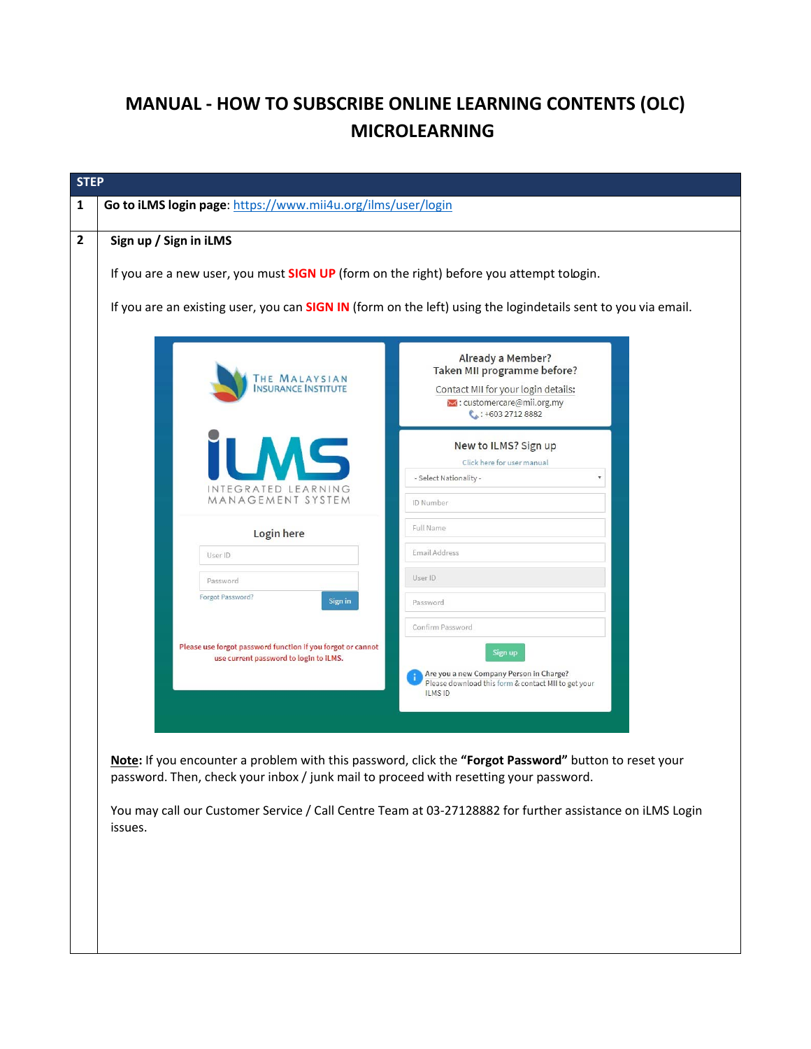# MANUAL - HOW TO SUBSCRIBE ONLINE LEARNING CONTENTS (OLC) MICROLEARNING

| STEP | |
|---|---|
| 1 | **Go to iLMS login page**: https://www.mii4u.org/ilms/user/login |
| 2 | **Sign up / Sign in iLMS**<br><br>If you are a new user, you must **SIGN UP** (form on the right) before you attempt tologin.<br><br>If you are an existing user, you can **SIGN IN** (form on the left) using the logindetails sent to you via email.<br><br>**Note:** If you encounter a problem with this password, click the **"Forgot Password"** button to reset your password. Then, check your inbox / junk mail to proceed with resetting your password.<br><br>You may call our Customer Service / Call Centre Team at 03-27128882 for further assistance on iLMS Login issues. |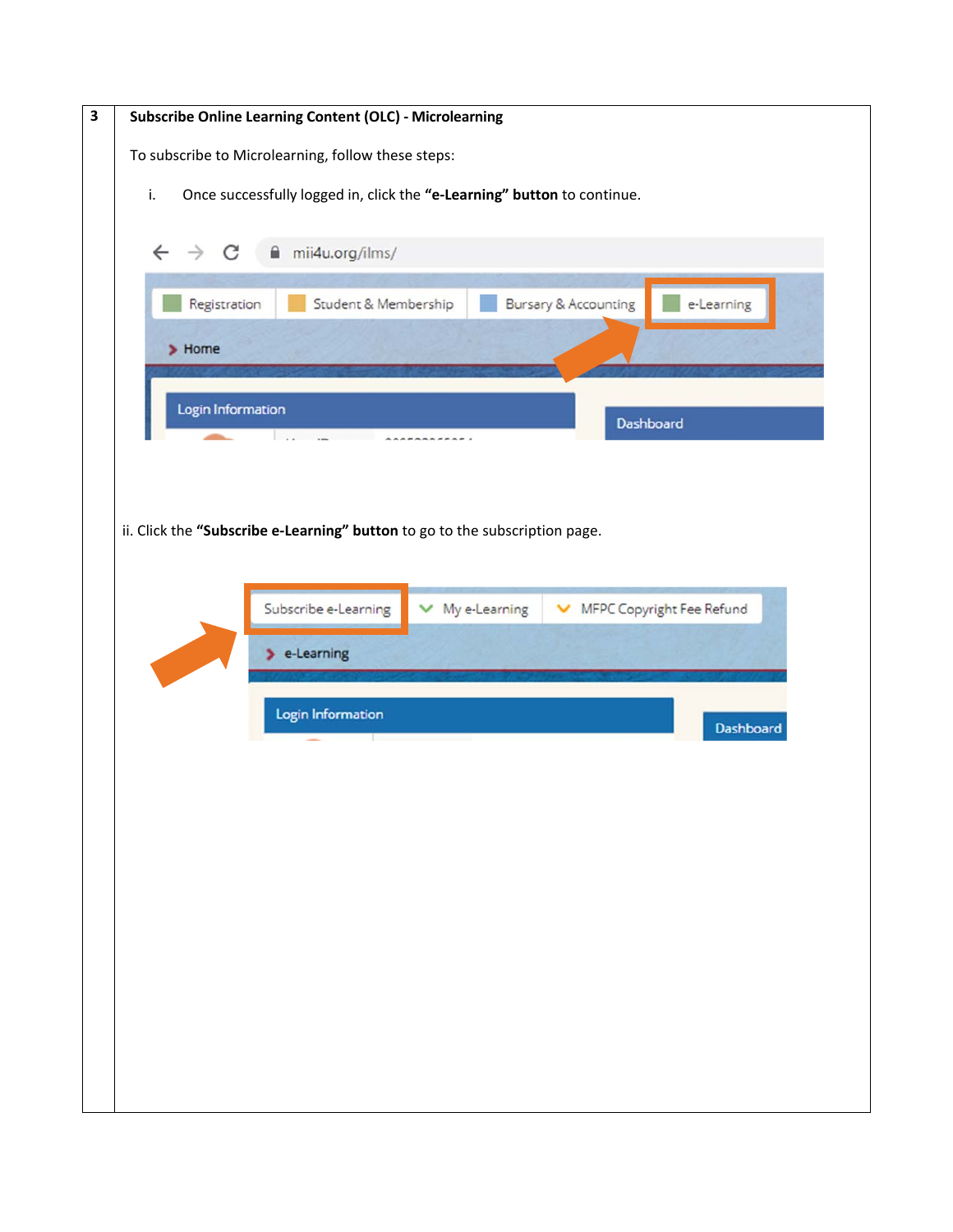**3 Subscribe Online Learning Content (OLC) - Microlearning**

To subscribe to Microlearning, follow these steps:

i. Once successfully logged in, click the **“e-Learning” button** to continue.

ii. Click the **“Subscribe e-Learning” button** to go to the subscription page.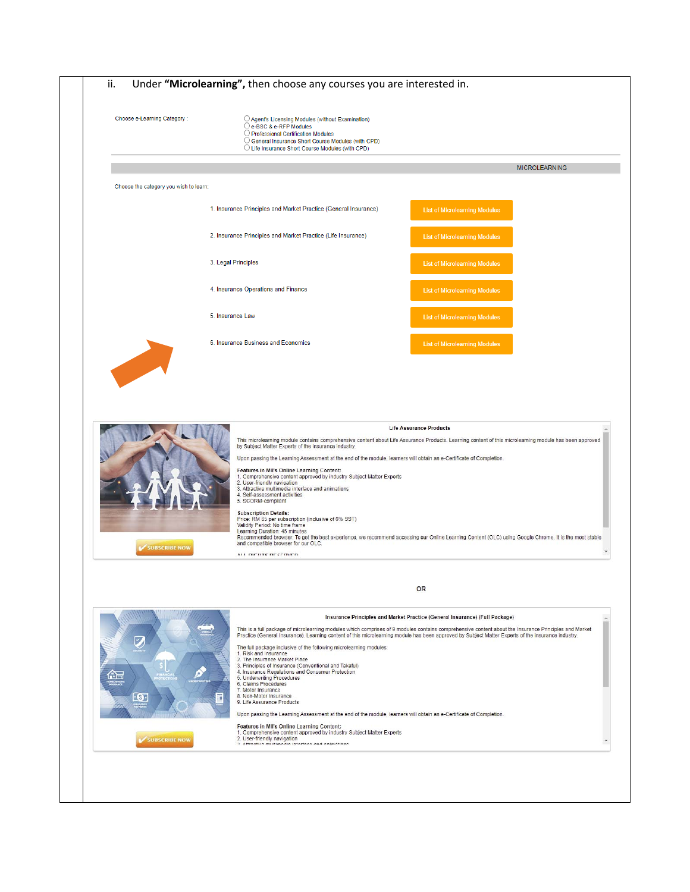ii. Under **"Microlearning",** then choose any courses you are interested in.

Choose e-Learning Category :

- Agent's Licensing Modules (without Examination)
- e-BSC & e-RFP Modules
- Professional Certification Modules
- General Insurance Short Course Modules (with CPD)
- Life Insurance Short Course Modules (with CPD)

MICROLEARNING

Choose the category you wish to learn:

| Category | |
|---|---|
| 1. Insurance Principles and Market Practice (General Insurance) | List of Microlearning Modules |
| 2. Insurance Principles and Market Practice (Life Insurance) | List of Microlearning Modules |
| 3. Legal Principles | List of Microlearning Modules |
| 4. Insurance Operations and Finance | List of Microlearning Modules |
| 5. Insurance Law | List of Microlearning Modules |
| 6. Insurance Business and Economics | List of Microlearning Modules |

**Life Assurance Products**

This microlearning module contains comprehensive content about Life Assurance Products. Learning content of this microlearning module has been approved by Subject Matter Experts of the insurance industry.

Upon passing the Learning Assessment at the end of the module, learners will obtain an e-Certificate of Completion.

**Features in MII's Online Learning Content:**
1. Comprehensive content approved by industry Subject Matter Experts
2. User-friendly navigation
3. Attractive multimedia interface and animations
4. Self-assessment activities
5. SCORM-compliant

**Subscription Details:**
Price: RM 65 per subscription (inclusive of 6% SST)
Validity Period: No time frame
Learning Duration: 45 minutes
Recommended browser: To get the best experience, we recommend accessing our Online Learning Content (OLC) using Google Chrome. It is the most stable and compatible browser for our OLC.

ALL RIGHTS RESERVED

SUBSCRIBE NOW

OR

**Insurance Principles and Market Practice (General Insurance) (Full Package)**

This is a full package of microlearning modules which comprises of 9 modules contains comprehensive content about the Insurance Principles and Market Practice (General Insurance). Learning content of this microlearning module has been approved by Subject Matter Experts of the insurance industry.

The full package inclusive of the following microlearning modules:
1. Risk and Insurance
2. The Insurance Market Place
3. Principles of Insurance (Conventional and Takaful)
4. Insurance Regulations and Consumer Protection
5. Underwriting Procedures
6. Claims Procedures
7. Motor Insurance
8. Non-Motor Insurance
9. Life Assurance Products

Upon passing the Learning Assessment at the end of the module, learners will obtain an e-Certificate of Completion.

**Features in MII's Online Learning Content:**
1. Comprehensive content approved by industry Subject Matter Experts
2. User-friendly navigation
3. Attractive multimedia interface and animations

SUBSCRIBE NOW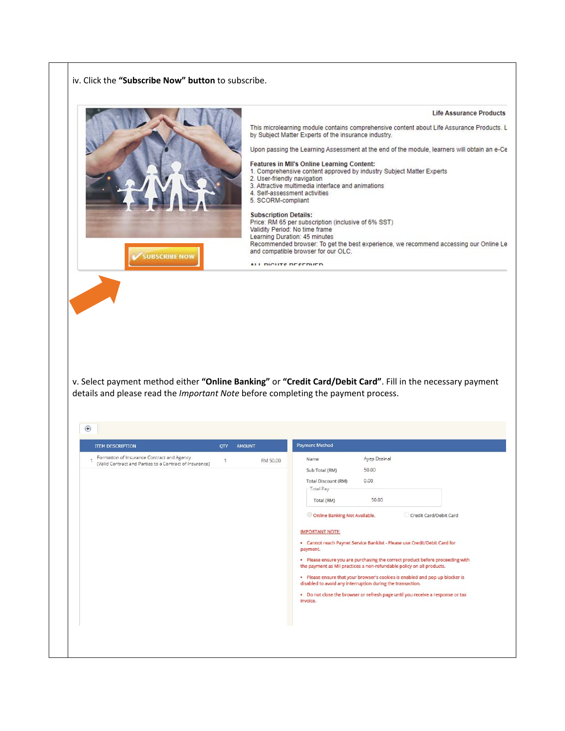iv. Click the **"Subscribe Now" button** to subscribe.

Life Assurance Products

This microlearning module contains comprehensive content about Life Assurance Products. L by Subject Matter Experts of the insurance industry.

Upon passing the Learning Assessment at the end of the module, learners will obtain an e-Ce

**Features in MII's Online Learning Content:**
1. Comprehensive content approved by industry Subject Matter Experts
2. User-friendly navigation
3. Attractive multimedia interface and animations
4. Self-assessment activities
5. SCORM-compliant

**Subscription Details:**
Price: RM 65 per subscription (inclusive of 6% SST)
Validity Period: No time frame
Learning Duration: 45 minutes
Recommended browser: To get the best experience, we recommend accessing our Online Le and compatible browser for our OLC.

SUBSCRIBE NOW

v. Select payment method either **"Online Banking"** or **"Credit Card/Debit Card"**. Fill in the necessary payment details and please read the *Important Note* before completing the payment process.

| | ITEM DESCRIPTION | QTY | AMOUNT |
|---|---|---|---|
| 1 | Formation of Insurance Contract and Agency (Valid Contract and Parties to a Contract of Insurance) | 1 | RM 50.00 |

Payment Method

| | |
|---|---|
| Name | Ayep Dzainal |
| Sub Total (RM) | 50.00 |
| Total Discount (RM) | 0.00 |
| Total Pay – Total (RM) | 50.00 |

Online Banking Not Available. &nbsp;&nbsp; Credit Card/Debit Card

IMPORTANT NOTE:

- Cannot reach Paynet Service Banklist - Please use Credit/Debit Card for payment.
- Please ensure you are purchasing the correct product before proceeding with the payment as MII practices a non-refundable policy on all products.
- Please ensure that your browser's cookies is enabled and pop up blocker is disabled to avoid any interruption during the transaction.
- Do not close the browser or refresh page until you receive a response or tax invoice.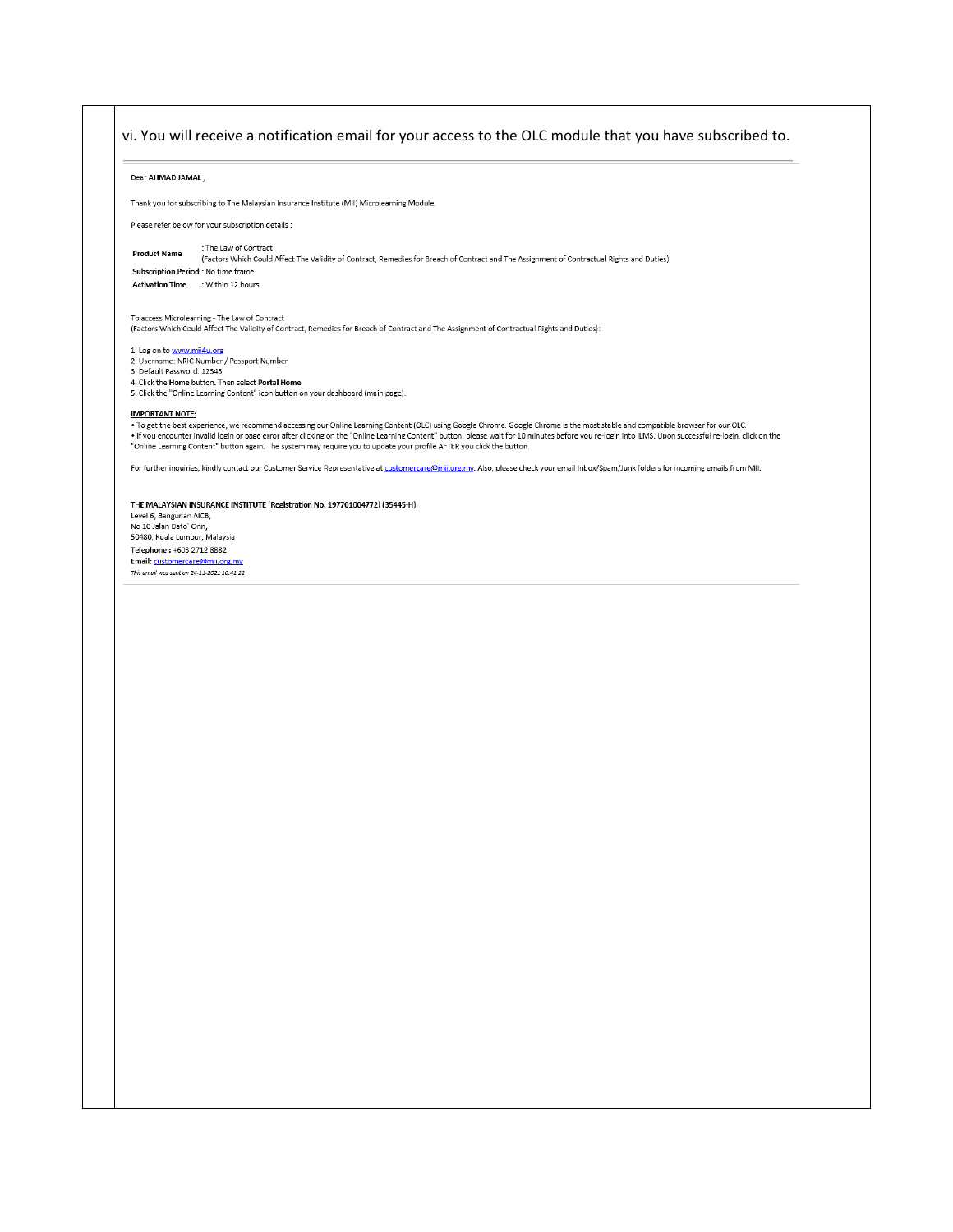vi. You will receive a notification email for your access to the OLC module that you have subscribed to.

---

Dear **AHMAD JAMAL** ,

Thank you for subscribing to The Malaysian Insurance Institute (MII) Microlearning Module.

Please refer below for your subscription details :

| | |
|---|---|
| **Product Name** | : The Law of Contract (Factors Which Could Affect The Validity of Contract, Remedies for Breach of Contract and The Assignment of Contractual Rights and Duties) |
| **Subscription Period** | : No time frame |
| **Activation Time** | : Within 12 hours |

To access Microlearning - The Law of Contract
(Factors Which Could Affect The Validity of Contract, Remedies for Breach of Contract and The Assignment of Contractual Rights and Duties):

1. Log on to www.mii4u.org
2. Username: NRIC Number / Passport Number
3. Default Password: 12345
4. Click the **Home** button. Then select **Portal Home**.
5. Click the "Online Learning Content" icon button on your dashboard (main page).

**IMPORTANT NOTE:**

- To get the best experience, we recommend accessing our Online Learning Content (OLC) using Google Chrome. Google Chrome is the most stable and compatible browser for our OLC.
- If you encounter invalid login or page error after clicking on the "Online Learning Content" button, please wait for 10 minutes before you re-login into iLMS. Upon successful re-login, click on the "Online Learning Content" button again. The system may require you to update your profile AFTER you click the button.

For further inquiries, kindly contact our Customer Service Representative at customercare@mii.org.my. Also, please check your email Inbox/Spam/Junk folders for incoming emails from MII.

**THE MALAYSIAN INSURANCE INSTITUTE (Registration No. 197701004772) (35445-H)**
Level 6, Bangunan AICB,
No 10 Jalan Dato' Onn,
50480, Kuala Lumpur, Malaysia
**Telephone :** +603 2712 8882
**Email:** customercare@mii.org.my
*This email was sent on 24-11-2021 10:41:22*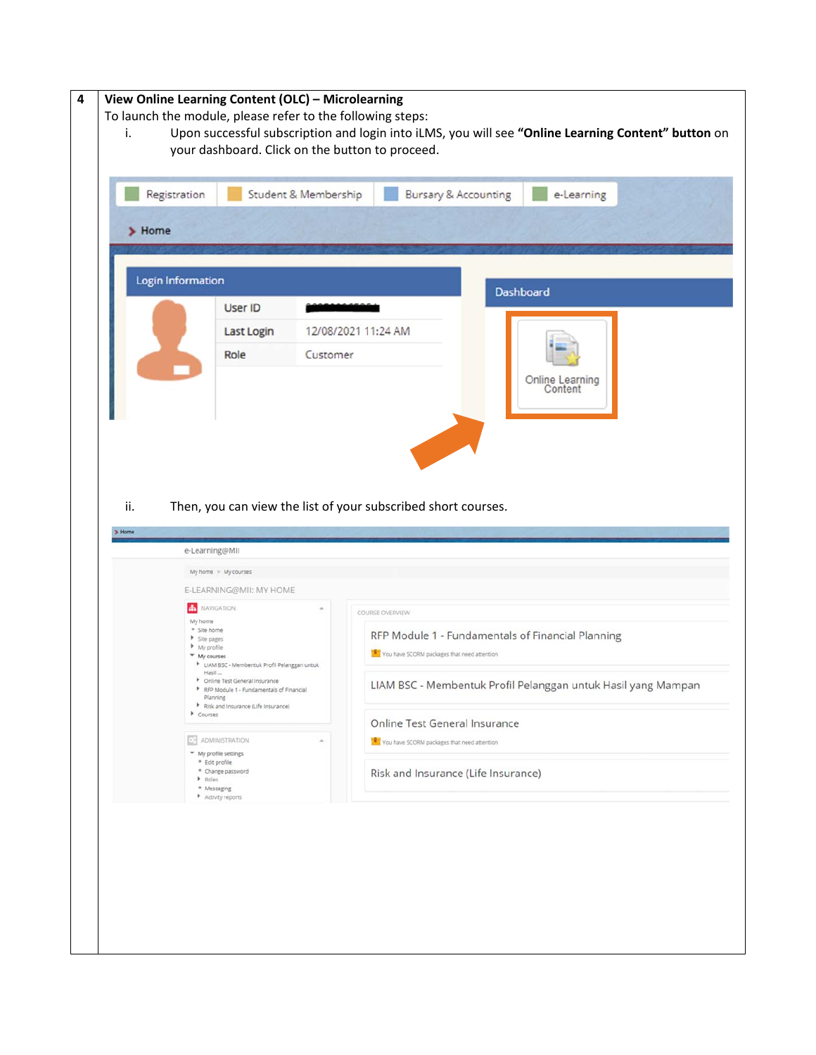**4** **View Online Learning Content (OLC) – Microlearning**

To launch the module, please refer to the following steps:

i. Upon successful subscription and login into iLMS, you will see **"Online Learning Content" button** on your dashboard. Click on the button to proceed.

ii. Then, you can view the list of your subscribed short courses.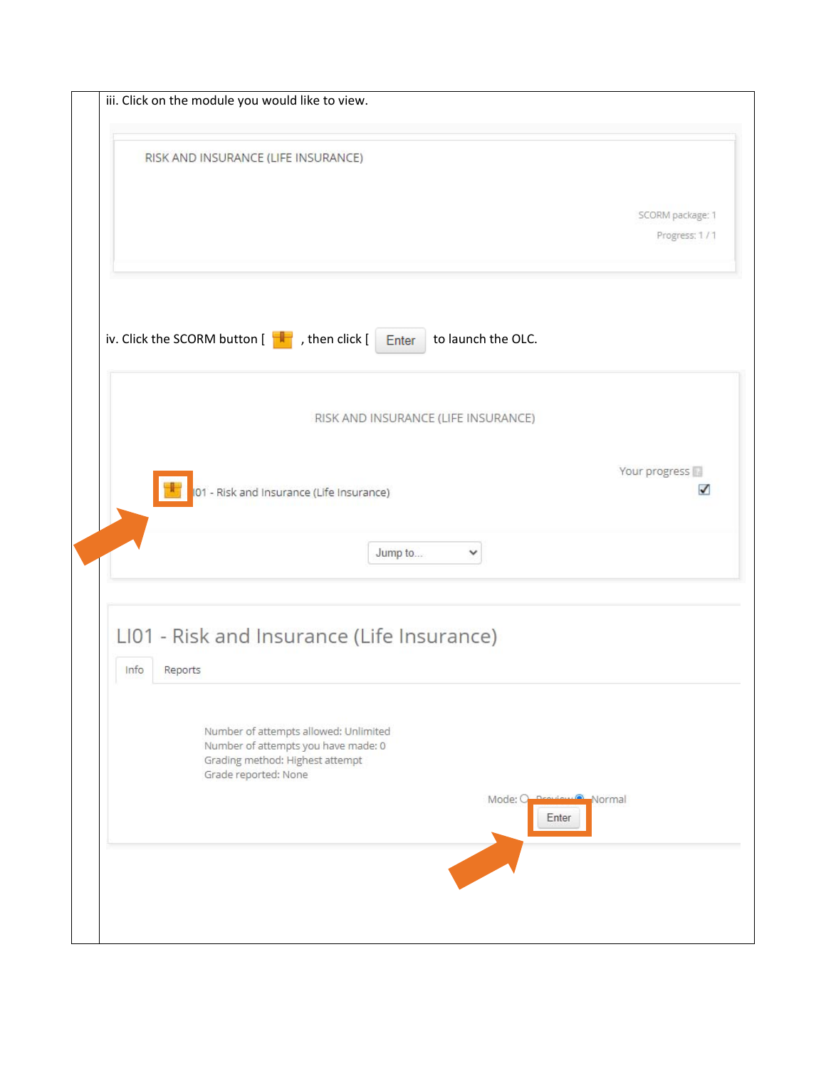iii. Click on the module you would like to view.

RISK AND INSURANCE (LIFE INSURANCE)

SCORM package: 1

Progress: 1 / 1

iv. Click the SCORM button [ , then click [ Enter to launch the OLC.

RISK AND INSURANCE (LIFE INSURANCE)

Your progress

I01 - Risk and Insurance (Life Insurance)

Jump to...

LI01 - Risk and Insurance (Life Insurance)

Info Reports

Number of attempts allowed: Unlimited
Number of attempts you have made: 0
Grading method: Highest attempt
Grade reported: None

Mode: Preview Normal

Enter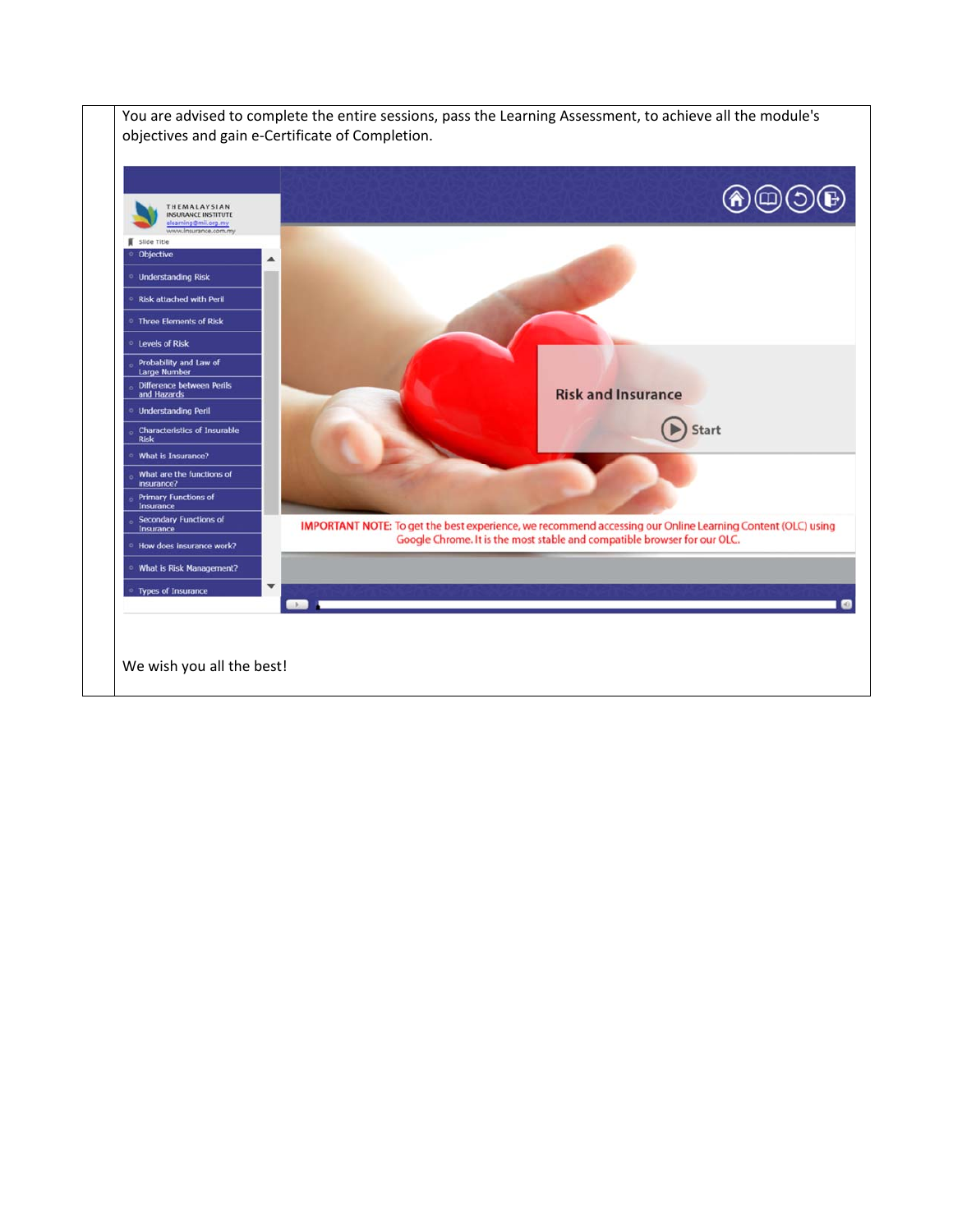You are advised to complete the entire sessions, pass the Learning Assessment, to achieve all the module's objectives and gain e-Certificate of Completion.

We wish you all the best!